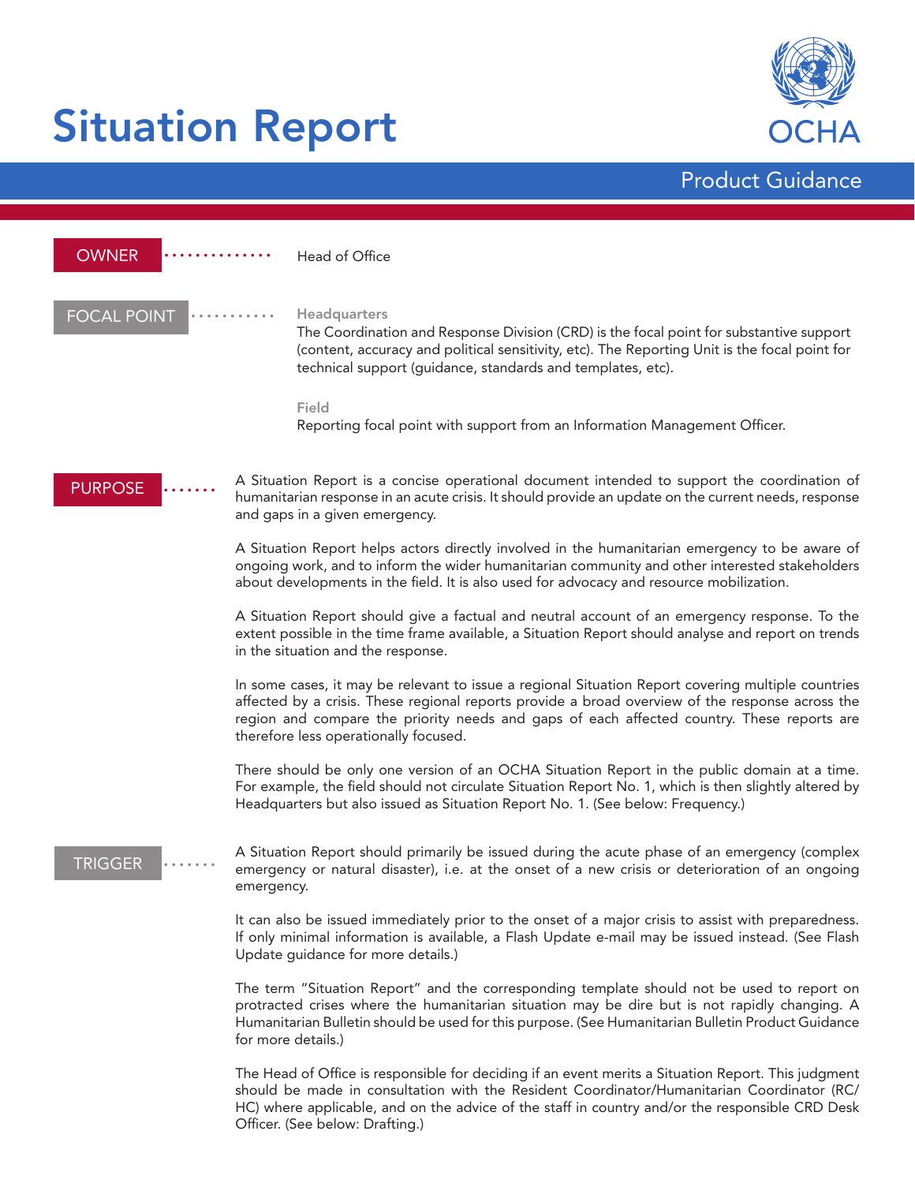# Situation Report

OCHA

Product Guidance

## OWNER

Head of Office

## FOCAL POINT

**Headquarters**

The Coordination and Response Division (CRD) is the focal point for substantive support (content, accuracy and political sensitivity, etc). The Reporting Unit is the focal point for technical support (guidance, standards and templates, etc).

**Field**

Reporting focal point with support from an Information Management Officer.

## PURPOSE

A Situation Report is a concise operational document intended to support the coordination of humanitarian response in an acute crisis. It should provide an update on the current needs, response and gaps in a given emergency.

A Situation Report helps actors directly involved in the humanitarian emergency to be aware of ongoing work, and to inform the wider humanitarian community and other interested stakeholders about developments in the field. It is also used for advocacy and resource mobilization.

A Situation Report should give a factual and neutral account of an emergency response. To the extent possible in the time frame available, a Situation Report should analyse and report on trends in the situation and the response.

In some cases, it may be relevant to issue a regional Situation Report covering multiple countries affected by a crisis. These regional reports provide a broad overview of the response across the region and compare the priority needs and gaps of each affected country. These reports are therefore less operationally focused.

There should be only one version of an OCHA Situation Report in the public domain at a time. For example, the field should not circulate Situation Report No. 1, which is then slightly altered by Headquarters but also issued as Situation Report No. 1. (See below: Frequency.)

## TRIGGER

A Situation Report should primarily be issued during the acute phase of an emergency (complex emergency or natural disaster), i.e. at the onset of a new crisis or deterioration of an ongoing emergency.

It can also be issued immediately prior to the onset of a major crisis to assist with preparedness. If only minimal information is available, a Flash Update e-mail may be issued instead. (See Flash Update guidance for more details.)

The term "Situation Report" and the corresponding template should not be used to report on protracted crises where the humanitarian situation may be dire but is not rapidly changing. A Humanitarian Bulletin should be used for this purpose. (See Humanitarian Bulletin Product Guidance for more details.)

The Head of Office is responsible for deciding if an event merits a Situation Report. This judgment should be made in consultation with the Resident Coordinator/Humanitarian Coordinator (RC/HC) where applicable, and on the advice of the staff in country and/or the responsible CRD Desk Officer. (See below: Drafting.)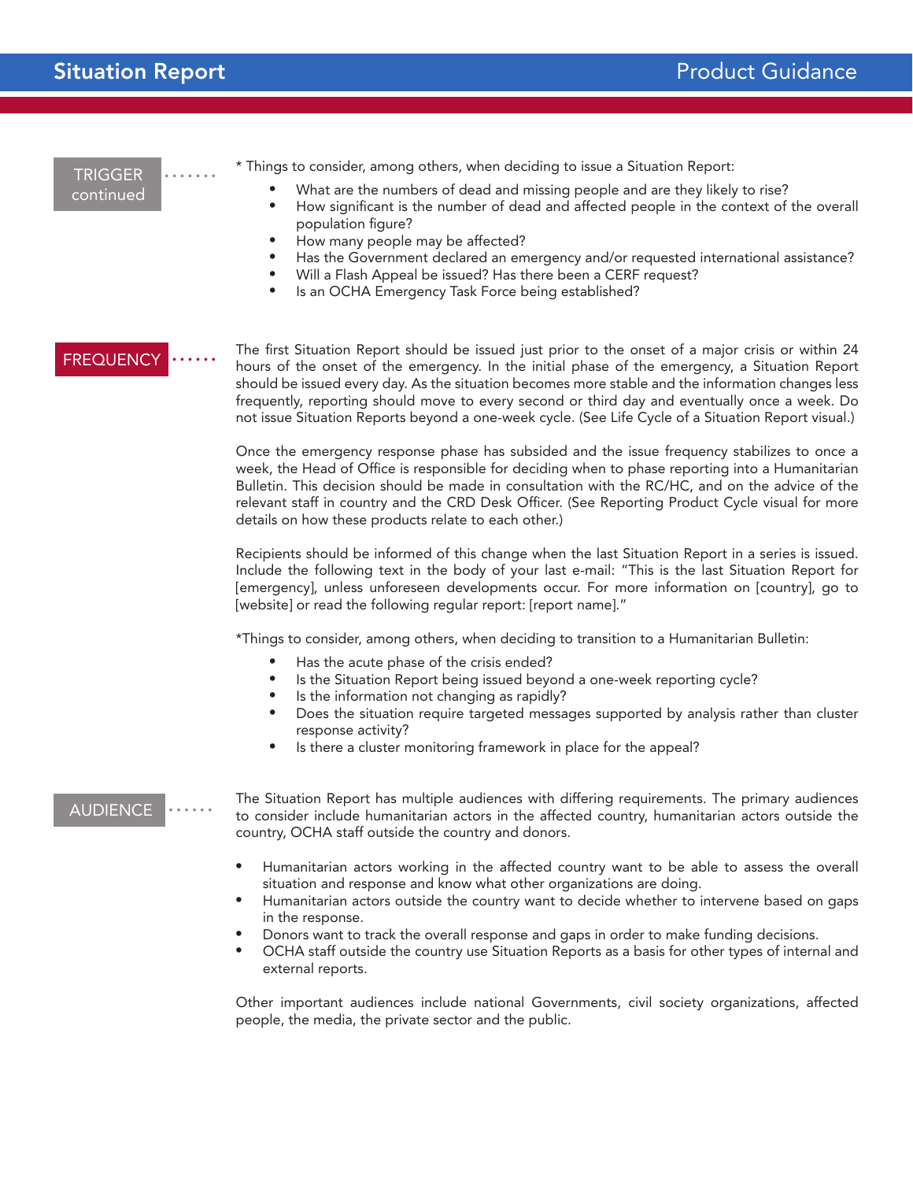## TRIGGER continued

* Things to consider, among others, when deciding to issue a Situation Report:

- What are the numbers of dead and missing people and are they likely to rise?
- How significant is the number of dead and affected people in the context of the overall population figure?
- How many people may be affected?
- Has the Government declared an emergency and/or requested international assistance?
- Will a Flash Appeal be issued? Has there been a CERF request?
- Is an OCHA Emergency Task Force being established?

## FREQUENCY

The first Situation Report should be issued just prior to the onset of a major crisis or within 24 hours of the onset of the emergency. In the initial phase of the emergency, a Situation Report should be issued every day. As the situation becomes more stable and the information changes less frequently, reporting should move to every second or third day and eventually once a week. Do not issue Situation Reports beyond a one-week cycle. (See Life Cycle of a Situation Report visual.)

Once the emergency response phase has subsided and the issue frequency stabilizes to once a week, the Head of Office is responsible for deciding when to phase reporting into a Humanitarian Bulletin. This decision should be made in consultation with the RC/HC, and on the advice of the relevant staff in country and the CRD Desk Officer. (See Reporting Product Cycle visual for more details on how these products relate to each other.)

Recipients should be informed of this change when the last Situation Report in a series is issued. Include the following text in the body of your last e-mail: “This is the last Situation Report for [emergency], unless unforeseen developments occur. For more information on [country], go to [website] or read the following regular report: [report name].”

*Things to consider, among others, when deciding to transition to a Humanitarian Bulletin:

- Has the acute phase of the crisis ended?
- Is the Situation Report being issued beyond a one-week reporting cycle?
- Is the information not changing as rapidly?
- Does the situation require targeted messages supported by analysis rather than cluster response activity?
- Is there a cluster monitoring framework in place for the appeal?

## AUDIENCE

The Situation Report has multiple audiences with differing requirements. The primary audiences to consider include humanitarian actors in the affected country, humanitarian actors outside the country, OCHA staff outside the country and donors.

- Humanitarian actors working in the affected country want to be able to assess the overall situation and response and know what other organizations are doing.
- Humanitarian actors outside the country want to decide whether to intervene based on gaps in the response.
- Donors want to track the overall response and gaps in order to make funding decisions.
- OCHA staff outside the country use Situation Reports as a basis for other types of internal and external reports.

Other important audiences include national Governments, civil society organizations, affected people, the media, the private sector and the public.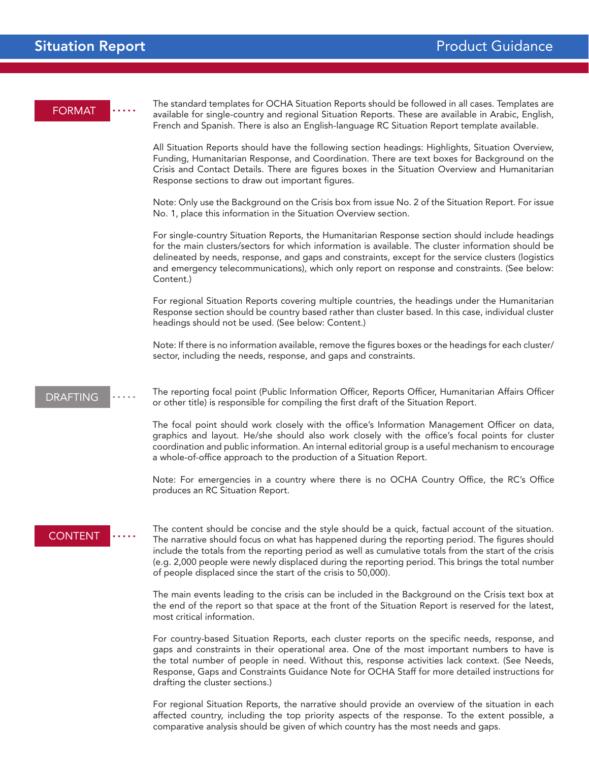## FORMAT

The standard templates for OCHA Situation Reports should be followed in all cases. Templates are available for single-country and regional Situation Reports. These are available in Arabic, English, French and Spanish. There is also an English-language RC Situation Report template available.

All Situation Reports should have the following section headings: Highlights, Situation Overview, Funding, Humanitarian Response, and Coordination. There are text boxes for Background on the Crisis and Contact Details. There are figures boxes in the Situation Overview and Humanitarian Response sections to draw out important figures.

Note: Only use the Background on the Crisis box from issue No. 2 of the Situation Report. For issue No. 1, place this information in the Situation Overview section.

For single-country Situation Reports, the Humanitarian Response section should include headings for the main clusters/sectors for which information is available. The cluster information should be delineated by needs, response, and gaps and constraints, except for the service clusters (logistics and emergency telecommunications), which only report on response and constraints. (See below: Content.)

For regional Situation Reports covering multiple countries, the headings under the Humanitarian Response section should be country based rather than cluster based. In this case, individual cluster headings should not be used. (See below: Content.)

Note: If there is no information available, remove the figures boxes or the headings for each cluster/ sector, including the needs, response, and gaps and constraints.

## DRAFTING

The reporting focal point (Public Information Officer, Reports Officer, Humanitarian Affairs Officer or other title) is responsible for compiling the first draft of the Situation Report.

The focal point should work closely with the office's Information Management Officer on data, graphics and layout. He/she should also work closely with the office's focal points for cluster coordination and public information. An internal editorial group is a useful mechanism to encourage a whole-of-office approach to the production of a Situation Report.

Note: For emergencies in a country where there is no OCHA Country Office, the RC's Office produces an RC Situation Report.

## CONTENT

The content should be concise and the style should be a quick, factual account of the situation. The narrative should focus on what has happened during the reporting period. The figures should include the totals from the reporting period as well as cumulative totals from the start of the crisis (e.g. 2,000 people were newly displaced during the reporting period. This brings the total number of people displaced since the start of the crisis to 50,000).

The main events leading to the crisis can be included in the Background on the Crisis text box at the end of the report so that space at the front of the Situation Report is reserved for the latest, most critical information.

For country-based Situation Reports, each cluster reports on the specific needs, response, and gaps and constraints in their operational area. One of the most important numbers to have is the total number of people in need. Without this, response activities lack context. (See Needs, Response, Gaps and Constraints Guidance Note for OCHA Staff for more detailed instructions for drafting the cluster sections.)

For regional Situation Reports, the narrative should provide an overview of the situation in each affected country, including the top priority aspects of the response. To the extent possible, a comparative analysis should be given of which country has the most needs and gaps.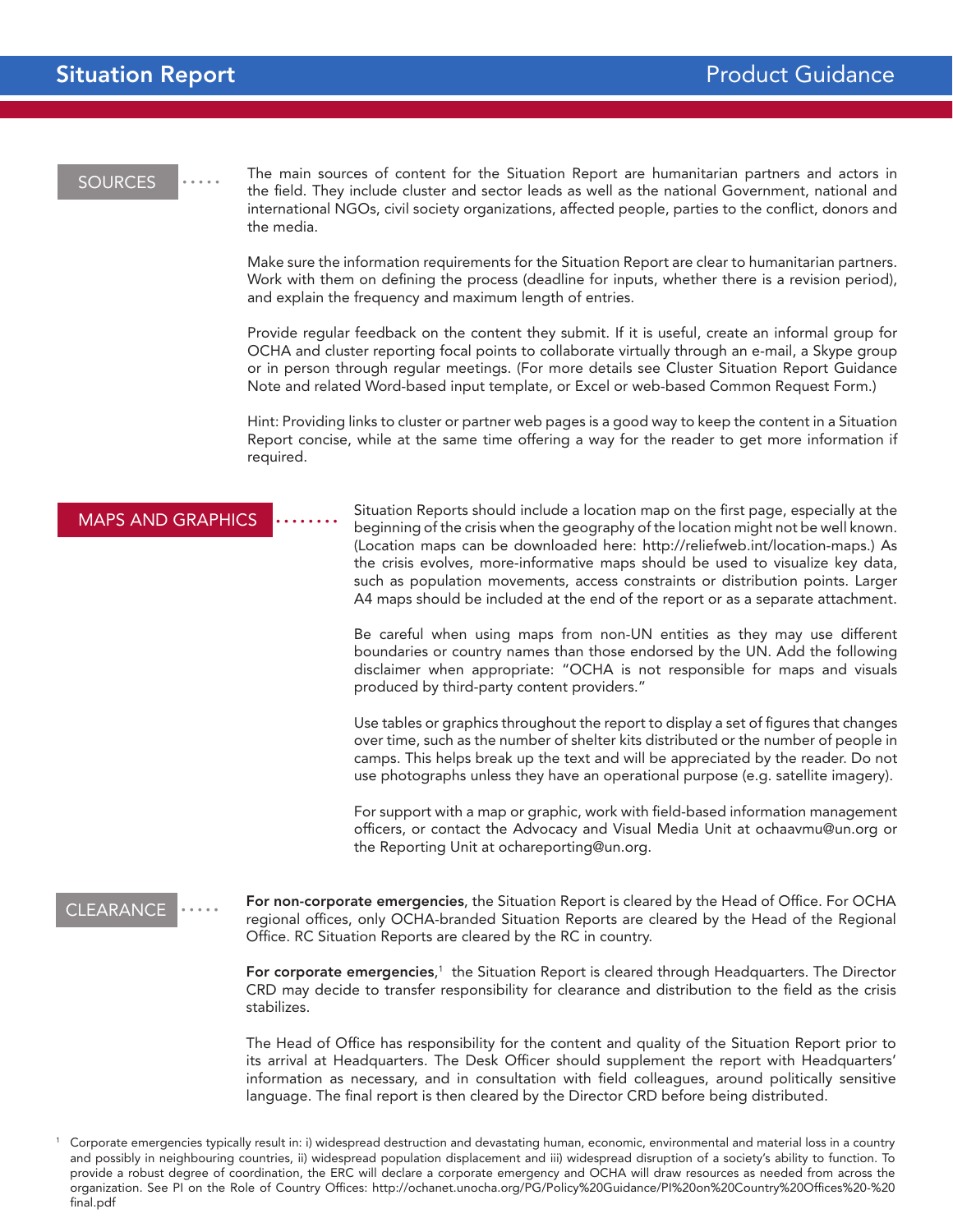## SOURCES

The main sources of content for the Situation Report are humanitarian partners and actors in the field. They include cluster and sector leads as well as the national Government, national and international NGOs, civil society organizations, affected people, parties to the conflict, donors and the media.

Make sure the information requirements for the Situation Report are clear to humanitarian partners. Work with them on defining the process (deadline for inputs, whether there is a revision period), and explain the frequency and maximum length of entries.

Provide regular feedback on the content they submit. If it is useful, create an informal group for OCHA and cluster reporting focal points to collaborate virtually through an e-mail, a Skype group or in person through regular meetings. (For more details see Cluster Situation Report Guidance Note and related Word-based input template, or Excel or web-based Common Request Form.)

Hint: Providing links to cluster or partner web pages is a good way to keep the content in a Situation Report concise, while at the same time offering a way for the reader to get more information if required.

## MAPS AND GRAPHICS

Situation Reports should include a location map on the first page, especially at the beginning of the crisis when the geography of the location might not be well known. (Location maps can be downloaded here: http://reliefweb.int/location-maps.) As the crisis evolves, more-informative maps should be used to visualize key data, such as population movements, access constraints or distribution points. Larger A4 maps should be included at the end of the report or as a separate attachment.

Be careful when using maps from non-UN entities as they may use different boundaries or country names than those endorsed by the UN. Add the following disclaimer when appropriate: "OCHA is not responsible for maps and visuals produced by third-party content providers."

Use tables or graphics throughout the report to display a set of figures that changes over time, such as the number of shelter kits distributed or the number of people in camps. This helps break up the text and will be appreciated by the reader. Do not use photographs unless they have an operational purpose (e.g. satellite imagery).

For support with a map or graphic, work with field-based information management officers, or contact the Advocacy and Visual Media Unit at ochaavmu@un.org or the Reporting Unit at ochareporting@un.org.

## CLEARANCE

**For non-corporate emergencies**, the Situation Report is cleared by the Head of Office. For OCHA regional offices, only OCHA-branded Situation Reports are cleared by the Head of the Regional Office. RC Situation Reports are cleared by the RC in country.

**For corporate emergencies**,[1] the Situation Report is cleared through Headquarters. The Director CRD may decide to transfer responsibility for clearance and distribution to the field as the crisis stabilizes.

The Head of Office has responsibility for the content and quality of the Situation Report prior to its arrival at Headquarters. The Desk Officer should supplement the report with Headquarters' information as necessary, and in consultation with field colleagues, around politically sensitive language. The final report is then cleared by the Director CRD before being distributed.

---

[1] Corporate emergencies typically result in: i) widespread destruction and devastating human, economic, environmental and material loss in a country and possibly in neighbouring countries, ii) widespread population displacement and iii) widespread disruption of a society's ability to function. To provide a robust degree of coordination, the ERC will declare a corporate emergency and OCHA will draw resources as needed from across the organization. See PI on the Role of Country Offices: http://ochanet.unocha.org/PG/Policy%20Guidance/PI%20on%20Country%20Offices%20-%20final.pdf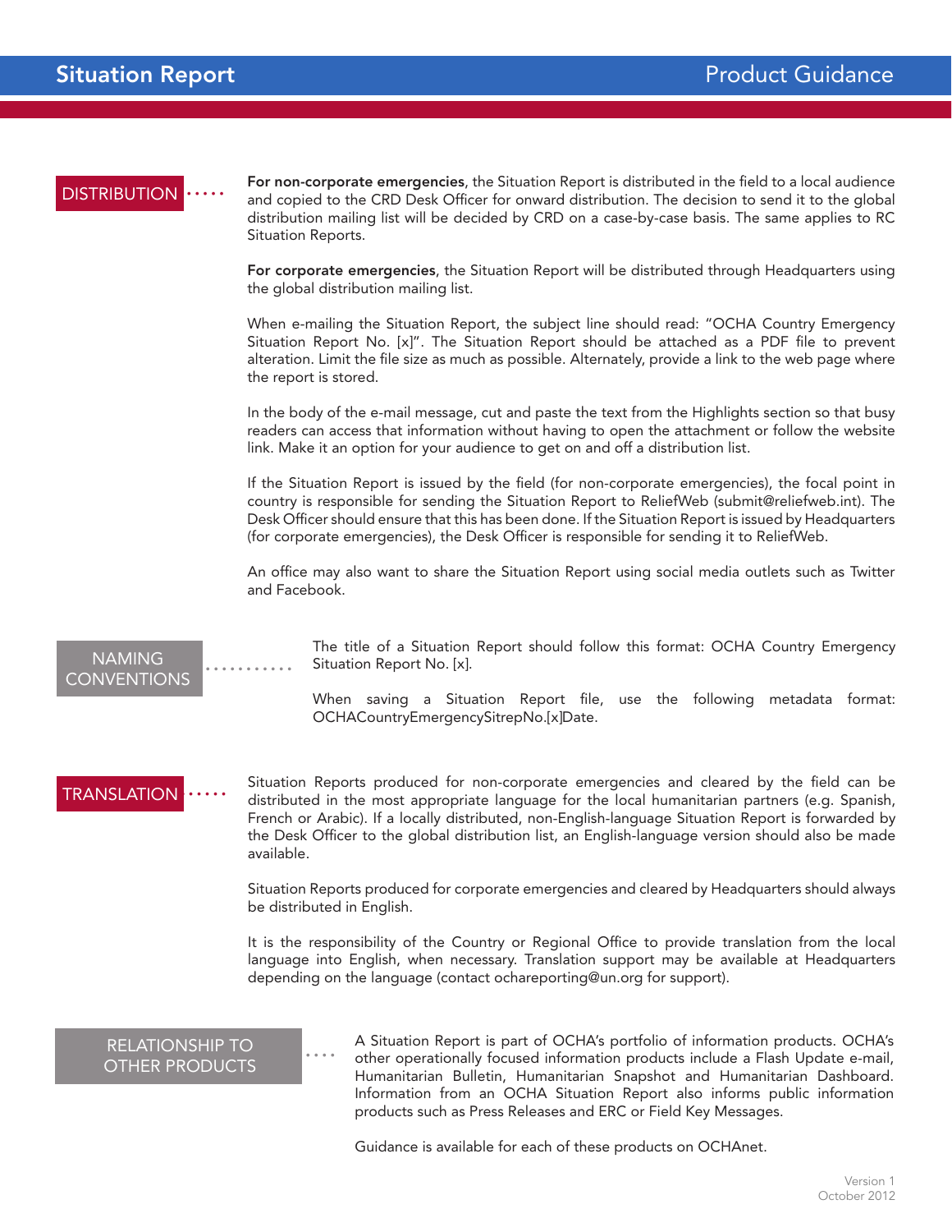## DISTRIBUTION

**For non-corporate emergencies**, the Situation Report is distributed in the field to a local audience and copied to the CRD Desk Officer for onward distribution. The decision to send it to the global distribution mailing list will be decided by CRD on a case-by-case basis. The same applies to RC Situation Reports.

**For corporate emergencies**, the Situation Report will be distributed through Headquarters using the global distribution mailing list.

When e-mailing the Situation Report, the subject line should read: "OCHA Country Emergency Situation Report No. [x]". The Situation Report should be attached as a PDF file to prevent alteration. Limit the file size as much as possible. Alternately, provide a link to the web page where the report is stored.

In the body of the e-mail message, cut and paste the text from the Highlights section so that busy readers can access that information without having to open the attachment or follow the website link. Make it an option for your audience to get on and off a distribution list.

If the Situation Report is issued by the field (for non-corporate emergencies), the focal point in country is responsible for sending the Situation Report to ReliefWeb (submit@reliefweb.int). The Desk Officer should ensure that this has been done. If the Situation Report is issued by Headquarters (for corporate emergencies), the Desk Officer is responsible for sending it to ReliefWeb.

An office may also want to share the Situation Report using social media outlets such as Twitter and Facebook.

## NAMING CONVENTIONS

The title of a Situation Report should follow this format: OCHA Country Emergency Situation Report No. [x].

When saving a Situation Report file, use the following metadata format: OCHACountryEmergencySitrepNo.[x]Date.

## TRANSLATION

Situation Reports produced for non-corporate emergencies and cleared by the field can be distributed in the most appropriate language for the local humanitarian partners (e.g. Spanish, French or Arabic). If a locally distributed, non-English-language Situation Report is forwarded by the Desk Officer to the global distribution list, an English-language version should also be made available.

Situation Reports produced for corporate emergencies and cleared by Headquarters should always be distributed in English.

It is the responsibility of the Country or Regional Office to provide translation from the local language into English, when necessary. Translation support may be available at Headquarters depending on the language (contact ochareporting@un.org for support).

## RELATIONSHIP TO OTHER PRODUCTS

A Situation Report is part of OCHA's portfolio of information products. OCHA's other operationally focused information products include a Flash Update e-mail, Humanitarian Bulletin, Humanitarian Snapshot and Humanitarian Dashboard. Information from an OCHA Situation Report also informs public information products such as Press Releases and ERC or Field Key Messages.

Guidance is available for each of these products on OCHAnet.

Version 1
October 2012